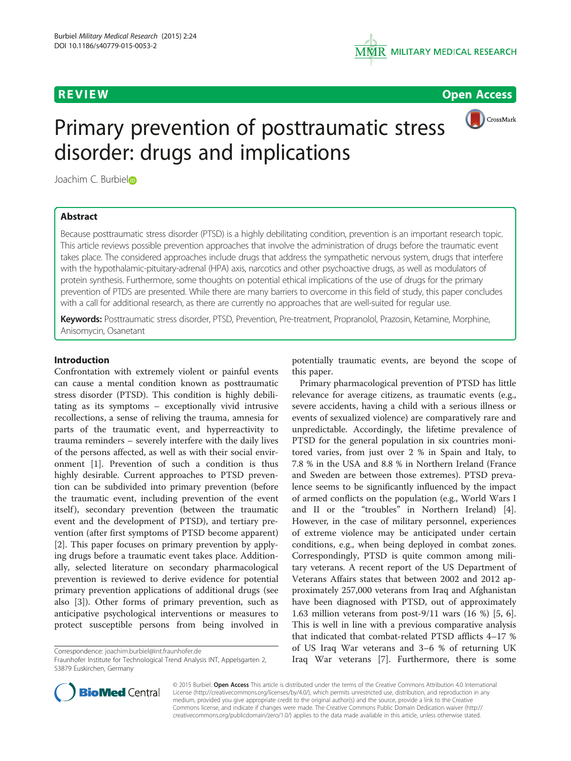REVIEW Open Access

# Primary prevention of posttraumatic stress disorder: drugs and implications

Joachim C. Burbiel

## Abstract

Because posttraumatic stress disorder (PTSD) is a highly debilitating condition, prevention is an important research topic. This article reviews possible prevention approaches that involve the administration of drugs before the traumatic event takes place. The considered approaches include drugs that address the sympathetic nervous system, drugs that interfere with the hypothalamic-pituitary-adrenal (HPA) axis, narcotics and other psychoactive drugs, as well as modulators of protein synthesis. Furthermore, some thoughts on potential ethical implications of the use of drugs for the primary prevention of PTDS are presented. While there are many barriers to overcome in this field of study, this paper concludes with a call for additional research, as there are currently no approaches that are well-suited for regular use.

**Keywords:** Posttraumatic stress disorder, PTSD, Prevention, Pre-treatment, Propranolol, Prazosin, Ketamine, Morphine, Anisomycin, Osanetant

## Introduction

Confrontation with extremely violent or painful events can cause a mental condition known as posttraumatic stress disorder (PTSD). This condition is highly debilitating as its symptoms – exceptionally vivid intrusive recollections, a sense of reliving the trauma, amnesia for parts of the traumatic event, and hyperreactivity to trauma reminders – severely interfere with the daily lives of the persons affected, as well as with their social environment [1]. Prevention of such a condition is thus highly desirable. Current approaches to PTSD prevention can be subdivided into primary prevention (before the traumatic event, including prevention of the event itself), secondary prevention (between the traumatic event and the development of PTSD), and tertiary prevention (after first symptoms of PTSD become apparent) [2]. This paper focuses on primary prevention by applying drugs before a traumatic event takes place. Additionally, selected literature on secondary pharmacological prevention is reviewed to derive evidence for potential primary prevention applications of additional drugs (see also [3]). Other forms of primary prevention, such as anticipative psychological interventions or measures to protect susceptible persons from being involved in potentially traumatic events, are beyond the scope of this paper.

Primary pharmacological prevention of PTSD has little relevance for average citizens, as traumatic events (e.g., severe accidents, having a child with a serious illness or events of sexualized violence) are comparatively rare and unpredictable. Accordingly, the lifetime prevalence of PTSD for the general population in six countries monitored varies, from just over 2 % in Spain and Italy, to 7.8 % in the USA and 8.8 % in Northern Ireland (France and Sweden are between those extremes). PTSD prevalence seems to be significantly influenced by the impact of armed conflicts on the population (e.g., World Wars I and II or the "troubles" in Northern Ireland) [4]. However, in the case of military personnel, experiences of extreme violence may be anticipated under certain conditions, e.g., when being deployed in combat zones. Correspondingly, PTSD is quite common among military veterans. A recent report of the US Department of Veterans Affairs states that between 2002 and 2012 approximately 257,000 veterans from Iraq and Afghanistan have been diagnosed with PTSD, out of approximately 1.63 million veterans from post-9/11 wars (16 %) [5, 6]. This is well in line with a previous comparative analysis that indicated that combat-related PTSD afflicts 4–17 % of US Iraq War veterans and 3–6 % of returning UK Iraq War veterans [7]. Furthermore, there is some

Correspondence: joachim.burbiel@int.fraunhofer.de
Fraunhofer Institute for Technological Trend Analysis INT, Appelsgarten 2, 53879 Euskirchen, Germany

© 2015 Burbiel. **Open Access** This article is distributed under the terms of the Creative Commons Attribution 4.0 International License (http://creativecommons.org/licenses/by/4.0/), which permits unrestricted use, distribution, and reproduction in any medium, provided you give appropriate credit to the original author(s) and the source, provide a link to the Creative Commons license, and indicate if changes were made. The Creative Commons Public Domain Dedication waiver (http://creativecommons.org/publicdomain/zero/1.0/) applies to the data made available in this article, unless otherwise stated.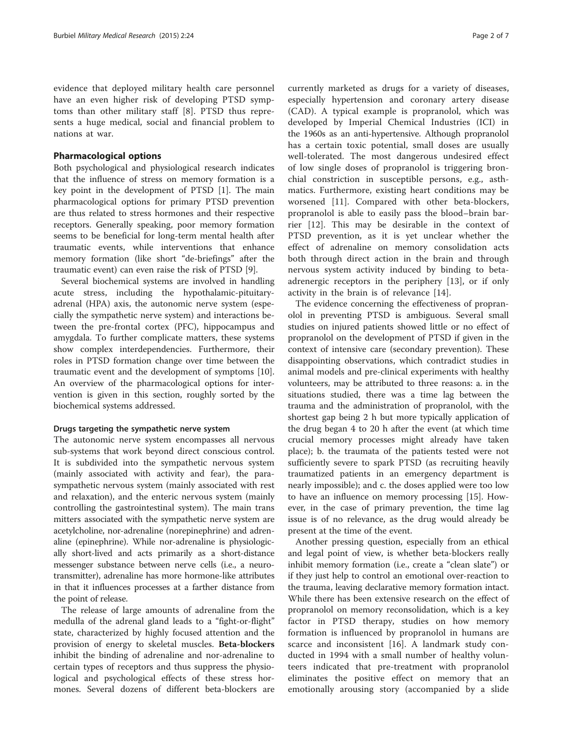evidence that deployed military health care personnel have an even higher risk of developing PTSD symptoms than other military staff [8]. PTSD thus represents a huge medical, social and financial problem to nations at war.

## Pharmacological options

Both psychological and physiological research indicates that the influence of stress on memory formation is a key point in the development of PTSD [1]. The main pharmacological options for primary PTSD prevention are thus related to stress hormones and their respective receptors. Generally speaking, poor memory formation seems to be beneficial for long-term mental health after traumatic events, while interventions that enhance memory formation (like short "de-briefings" after the traumatic event) can even raise the risk of PTSD [9].

Several biochemical systems are involved in handling acute stress, including the hypothalamic-pituitary-adrenal (HPA) axis, the autonomic nerve system (especially the sympathetic nerve system) and interactions between the pre-frontal cortex (PFC), hippocampus and amygdala. To further complicate matters, these systems show complex interdependencies. Furthermore, their roles in PTSD formation change over time between the traumatic event and the development of symptoms [10]. An overview of the pharmacological options for intervention is given in this section, roughly sorted by the biochemical systems addressed.

### Drugs targeting the sympathetic nerve system

The autonomic nerve system encompasses all nervous sub-systems that work beyond direct conscious control. It is subdivided into the sympathetic nervous system (mainly associated with activity and fear), the parasympathetic nervous system (mainly associated with rest and relaxation), and the enteric nervous system (mainly controlling the gastrointestinal system). The main trans mitters associated with the sympathetic nerve system are acetylcholine, nor-adrenaline (norepinephrine) and adrenaline (epinephrine). While nor-adrenaline is physiologically short-lived and acts primarily as a short-distance messenger substance between nerve cells (i.e., a neurotransmitter), adrenaline has more hormone-like attributes in that it influences processes at a farther distance from the point of release.

The release of large amounts of adrenaline from the medulla of the adrenal gland leads to a "fight-or-flight" state, characterized by highly focused attention and the provision of energy to skeletal muscles. **Beta-blockers** inhibit the binding of adrenaline and nor-adrenaline to certain types of receptors and thus suppress the physiological and psychological effects of these stress hormones. Several dozens of different beta-blockers are currently marketed as drugs for a variety of diseases, especially hypertension and coronary artery disease (CAD). A typical example is propranolol, which was developed by Imperial Chemical Industries (ICI) in the 1960s as an anti-hypertensive. Although propranolol has a certain toxic potential, small doses are usually well-tolerated. The most dangerous undesired effect of low single doses of propranolol is triggering bronchial constriction in susceptible persons, e.g., asthmatics. Furthermore, existing heart conditions may be worsened [11]. Compared with other beta-blockers, propranolol is able to easily pass the blood–brain barrier [12]. This may be desirable in the context of PTSD prevention, as it is yet unclear whether the effect of adrenaline on memory consolidation acts both through direct action in the brain and through nervous system activity induced by binding to beta-adrenergic receptors in the periphery [13], or if only activity in the brain is of relevance [14].

The evidence concerning the effectiveness of propranolol in preventing PTSD is ambiguous. Several small studies on injured patients showed little or no effect of propranolol on the development of PTSD if given in the context of intensive care (secondary prevention). These disappointing observations, which contradict studies in animal models and pre-clinical experiments with healthy volunteers, may be attributed to three reasons: a. in the situations studied, there was a time lag between the trauma and the administration of propranolol, with the shortest gap being 2 h but more typically application of the drug began 4 to 20 h after the event (at which time crucial memory processes might already have taken place); b. the traumata of the patients tested were not sufficiently severe to spark PTSD (as recruiting heavily traumatized patients in an emergency department is nearly impossible); and c. the doses applied were too low to have an influence on memory processing [15]. However, in the case of primary prevention, the time lag issue is of no relevance, as the drug would already be present at the time of the event.

Another pressing question, especially from an ethical and legal point of view, is whether beta-blockers really inhibit memory formation (i.e., create a "clean slate") or if they just help to control an emotional over-reaction to the trauma, leaving declarative memory formation intact. While there has been extensive research on the effect of propranolol on memory reconsolidation, which is a key factor in PTSD therapy, studies on how memory formation is influenced by propranolol in humans are scarce and inconsistent [16]. A landmark study conducted in 1994 with a small number of healthy volunteers indicated that pre-treatment with propranolol eliminates the positive effect on memory that an emotionally arousing story (accompanied by a slide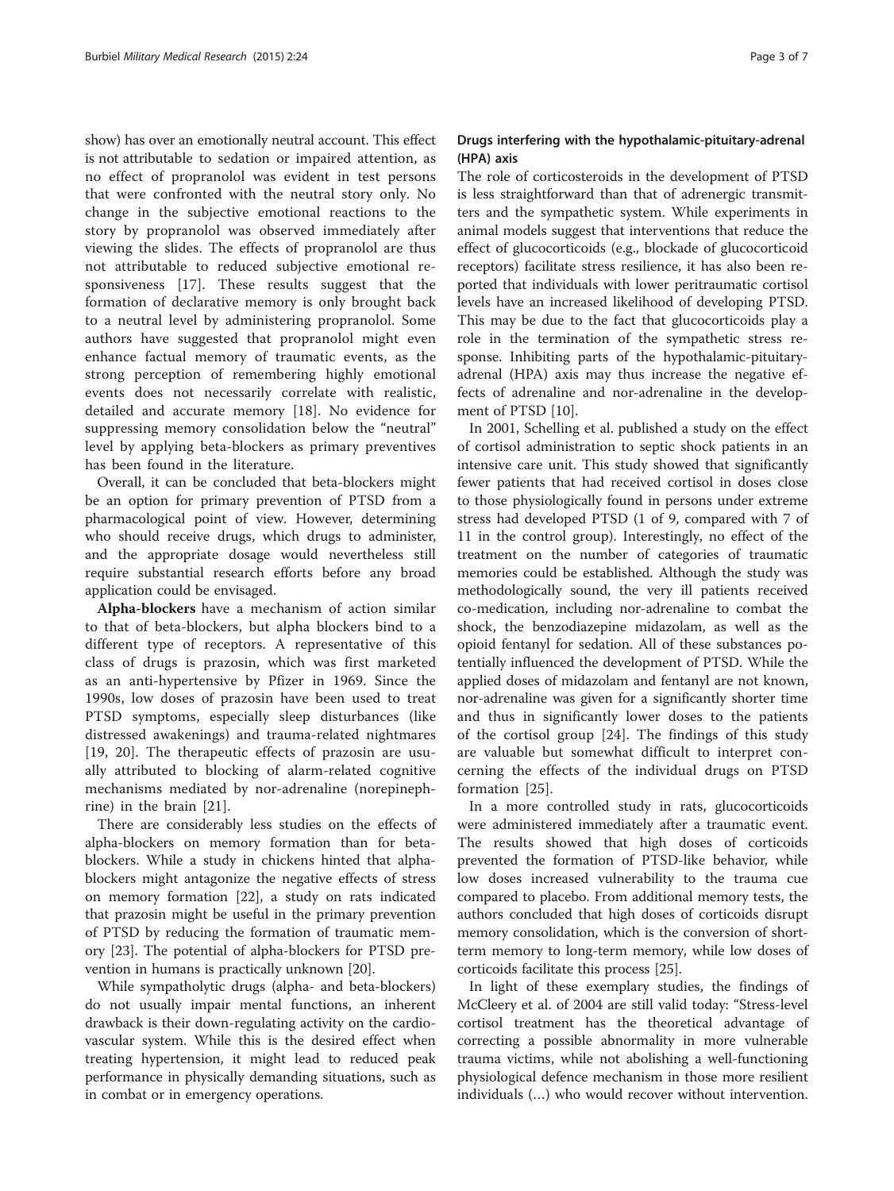show) has over an emotionally neutral account. This effect is not attributable to sedation or impaired attention, as no effect of propranolol was evident in test persons that were confronted with the neutral story only. No change in the subjective emotional reactions to the story by propranolol was observed immediately after viewing the slides. The effects of propranolol are thus not attributable to reduced subjective emotional responsiveness [17]. These results suggest that the formation of declarative memory is only brought back to a neutral level by administering propranolol. Some authors have suggested that propranolol might even enhance factual memory of traumatic events, as the strong perception of remembering highly emotional events does not necessarily correlate with realistic, detailed and accurate memory [18]. No evidence for suppressing memory consolidation below the "neutral" level by applying beta-blockers as primary preventives has been found in the literature.

Overall, it can be concluded that beta-blockers might be an option for primary prevention of PTSD from a pharmacological point of view. However, determining who should receive drugs, which drugs to administer, and the appropriate dosage would nevertheless still require substantial research efforts before any broad application could be envisaged.

**Alpha-blockers** have a mechanism of action similar to that of beta-blockers, but alpha blockers bind to a different type of receptors. A representative of this class of drugs is prazosin, which was first marketed as an anti-hypertensive by Pfizer in 1969. Since the 1990s, low doses of prazosin have been used to treat PTSD symptoms, especially sleep disturbances (like distressed awakenings) and trauma-related nightmares [19, 20]. The therapeutic effects of prazosin are usually attributed to blocking of alarm-related cognitive mechanisms mediated by nor-adrenaline (norepinephrine) in the brain [21].

There are considerably less studies on the effects of alpha-blockers on memory formation than for beta-blockers. While a study in chickens hinted that alpha-blockers might antagonize the negative effects of stress on memory formation [22], a study on rats indicated that prazosin might be useful in the primary prevention of PTSD by reducing the formation of traumatic memory [23]. The potential of alpha-blockers for PTSD prevention in humans is practically unknown [20].

While sympatholytic drugs (alpha- and beta-blockers) do not usually impair mental functions, an inherent drawback is their down-regulating activity on the cardiovascular system. While this is the desired effect when treating hypertension, it might lead to reduced peak performance in physically demanding situations, such as in combat or in emergency operations.

### Drugs interfering with the hypothalamic-pituitary-adrenal (HPA) axis

The role of corticosteroids in the development of PTSD is less straightforward than that of adrenergic transmitters and the sympathetic system. While experiments in animal models suggest that interventions that reduce the effect of glucocorticoids (e.g., blockade of glucocorticoid receptors) facilitate stress resilience, it has also been reported that individuals with lower peritraumatic cortisol levels have an increased likelihood of developing PTSD. This may be due to the fact that glucocorticoids play a role in the termination of the sympathetic stress response. Inhibiting parts of the hypothalamic-pituitary-adrenal (HPA) axis may thus increase the negative effects of adrenaline and nor-adrenaline in the development of PTSD [10].

In 2001, Schelling et al. published a study on the effect of cortisol administration to septic shock patients in an intensive care unit. This study showed that significantly fewer patients that had received cortisol in doses close to those physiologically found in persons under extreme stress had developed PTSD (1 of 9, compared with 7 of 11 in the control group). Interestingly, no effect of the treatment on the number of categories of traumatic memories could be established. Although the study was methodologically sound, the very ill patients received co-medication, including nor-adrenaline to combat the shock, the benzodiazepine midazolam, as well as the opioid fentanyl for sedation. All of these substances potentially influenced the development of PTSD. While the applied doses of midazolam and fentanyl are not known, nor-adrenaline was given for a significantly shorter time and thus in significantly lower doses to the patients of the cortisol group [24]. The findings of this study are valuable but somewhat difficult to interpret concerning the effects of the individual drugs on PTSD formation [25].

In a more controlled study in rats, glucocorticoids were administered immediately after a traumatic event. The results showed that high doses of corticoids prevented the formation of PTSD-like behavior, while low doses increased vulnerability to the trauma cue compared to placebo. From additional memory tests, the authors concluded that high doses of corticoids disrupt memory consolidation, which is the conversion of short-term memory to long-term memory, while low doses of corticoids facilitate this process [25].

In light of these exemplary studies, the findings of McCleery et al. of 2004 are still valid today: "Stress-level cortisol treatment has the theoretical advantage of correcting a possible abnormality in more vulnerable trauma victims, while not abolishing a well-functioning physiological defence mechanism in those more resilient individuals (…) who would recover without intervention.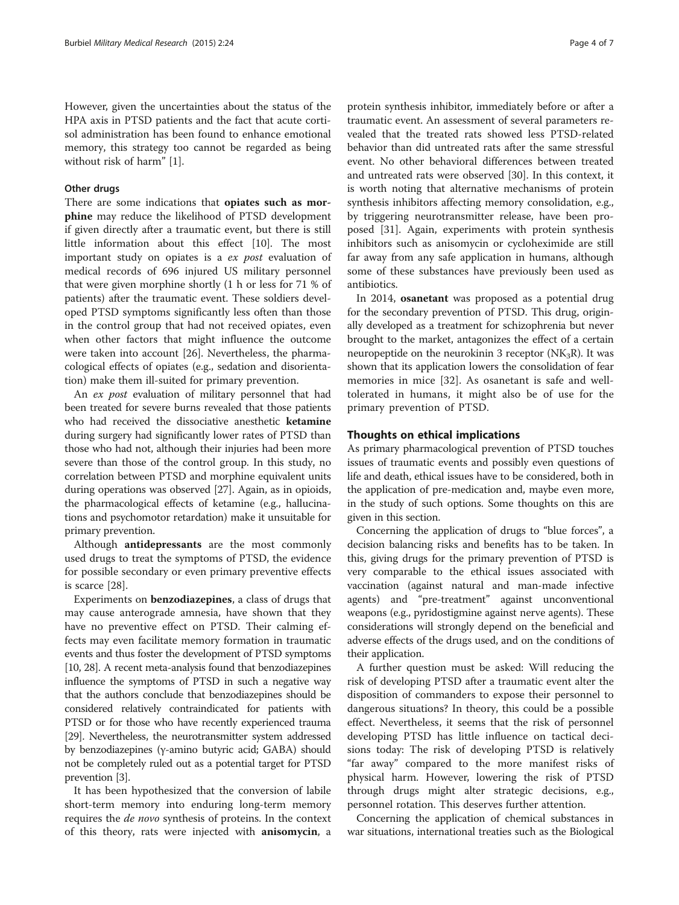However, given the uncertainties about the status of the HPA axis in PTSD patients and the fact that acute cortisol administration has been found to enhance emotional memory, this strategy too cannot be regarded as being without risk of harm" [1].

#### Other drugs

There are some indications that **opiates such as morphine** may reduce the likelihood of PTSD development if given directly after a traumatic event, but there is still little information about this effect [10]. The most important study on opiates is a *ex post* evaluation of medical records of 696 injured US military personnel that were given morphine shortly (1 h or less for 71 % of patients) after the traumatic event. These soldiers developed PTSD symptoms significantly less often than those in the control group that had not received opiates, even when other factors that might influence the outcome were taken into account [26]. Nevertheless, the pharmacological effects of opiates (e.g., sedation and disorientation) make them ill-suited for primary prevention.

An *ex post* evaluation of military personnel that had been treated for severe burns revealed that those patients who had received the dissociative anesthetic **ketamine** during surgery had significantly lower rates of PTSD than those who had not, although their injuries had been more severe than those of the control group. In this study, no correlation between PTSD and morphine equivalent units during operations was observed [27]. Again, as in opioids, the pharmacological effects of ketamine (e.g., hallucinations and psychomotor retardation) make it unsuitable for primary prevention.

Although **antidepressants** are the most commonly used drugs to treat the symptoms of PTSD, the evidence for possible secondary or even primary preventive effects is scarce [28].

Experiments on **benzodiazepines**, a class of drugs that may cause anterograde amnesia, have shown that they have no preventive effect on PTSD. Their calming effects may even facilitate memory formation in traumatic events and thus foster the development of PTSD symptoms [10, 28]. A recent meta-analysis found that benzodiazepines influence the symptoms of PTSD in such a negative way that the authors conclude that benzodiazepines should be considered relatively contraindicated for patients with PTSD or for those who have recently experienced trauma [29]. Nevertheless, the neurotransmitter system addressed by benzodiazepines (γ-amino butyric acid; GABA) should not be completely ruled out as a potential target for PTSD prevention [3].

It has been hypothesized that the conversion of labile short-term memory into enduring long-term memory requires the *de novo* synthesis of proteins. In the context of this theory, rats were injected with **anisomycin**, a protein synthesis inhibitor, immediately before or after a traumatic event. An assessment of several parameters revealed that the treated rats showed less PTSD-related behavior than did untreated rats after the same stressful event. No other behavioral differences between treated and untreated rats were observed [30]. In this context, it is worth noting that alternative mechanisms of protein synthesis inhibitors affecting memory consolidation, e.g., by triggering neurotransmitter release, have been proposed [31]. Again, experiments with protein synthesis inhibitors such as anisomycin or cycloheximide are still far away from any safe application in humans, although some of these substances have previously been used as antibiotics.

In 2014, **osanetant** was proposed as a potential drug for the secondary prevention of PTSD. This drug, originally developed as a treatment for schizophrenia but never brought to the market, antagonizes the effect of a certain neuropeptide on the neurokinin 3 receptor ($NK_3R$). It was shown that its application lowers the consolidation of fear memories in mice [32]. As osanetant is safe and well-tolerated in humans, it might also be of use for the primary prevention of PTSD.

## Thoughts on ethical implications

As primary pharmacological prevention of PTSD touches issues of traumatic events and possibly even questions of life and death, ethical issues have to be considered, both in the application of pre-medication and, maybe even more, in the study of such options. Some thoughts on this are given in this section.

Concerning the application of drugs to "blue forces", a decision balancing risks and benefits has to be taken. In this, giving drugs for the primary prevention of PTSD is very comparable to the ethical issues associated with vaccination (against natural and man-made infective agents) and "pre-treatment" against unconventional weapons (e.g., pyridostigmine against nerve agents). These considerations will strongly depend on the beneficial and adverse effects of the drugs used, and on the conditions of their application.

A further question must be asked: Will reducing the risk of developing PTSD after a traumatic event alter the disposition of commanders to expose their personnel to dangerous situations? In theory, this could be a possible effect. Nevertheless, it seems that the risk of personnel developing PTSD has little influence on tactical decisions today: The risk of developing PTSD is relatively "far away" compared to the more manifest risks of physical harm. However, lowering the risk of PTSD through drugs might alter strategic decisions, e.g., personnel rotation. This deserves further attention.

Concerning the application of chemical substances in war situations, international treaties such as the Biological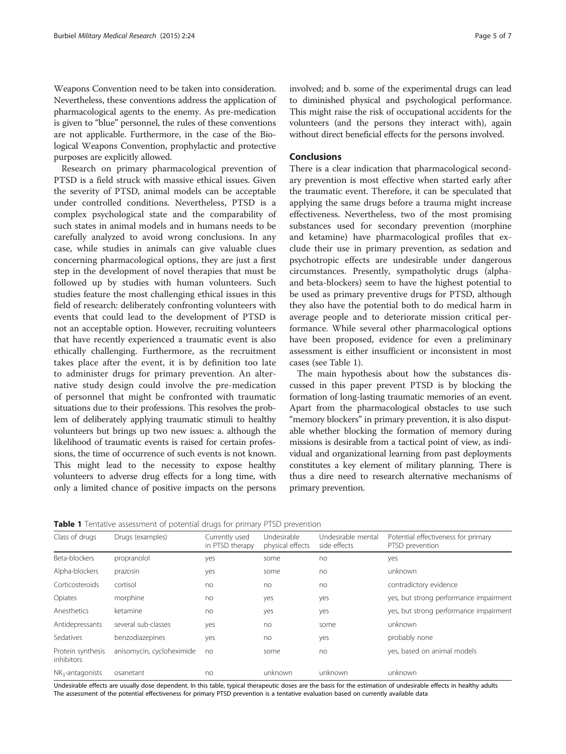Weapons Convention need to be taken into consideration. Nevertheless, these conventions address the application of pharmacological agents to the enemy. As pre-medication is given to "blue" personnel, the rules of these conventions are not applicable. Furthermore, in the case of the Biological Weapons Convention, prophylactic and protective purposes are explicitly allowed.

Research on primary pharmacological prevention of PTSD is a field struck with massive ethical issues. Given the severity of PTSD, animal models can be acceptable under controlled conditions. Nevertheless, PTSD is a complex psychological state and the comparability of such states in animal models and in humans needs to be carefully analyzed to avoid wrong conclusions. In any case, while studies in animals can give valuable clues concerning pharmacological options, they are just a first step in the development of novel therapies that must be followed up by studies with human volunteers. Such studies feature the most challenging ethical issues in this field of research: deliberately confronting volunteers with events that could lead to the development of PTSD is not an acceptable option. However, recruiting volunteers that have recently experienced a traumatic event is also ethically challenging. Furthermore, as the recruitment takes place after the event, it is by definition too late to administer drugs for primary prevention. An alternative study design could involve the pre-medication of personnel that might be confronted with traumatic situations due to their professions. This resolves the problem of deliberately applying traumatic stimuli to healthy volunteers but brings up two new issues: a. although the likelihood of traumatic events is raised for certain professions, the time of occurrence of such events is not known. This might lead to the necessity to expose healthy volunteers to adverse drug effects for a long time, with only a limited chance of positive impacts on the persons involved; and b. some of the experimental drugs can lead to diminished physical and psychological performance. This might raise the risk of occupational accidents for the volunteers (and the persons they interact with), again without direct beneficial effects for the persons involved.

## Conclusions

There is a clear indication that pharmacological secondary prevention is most effective when started early after the traumatic event. Therefore, it can be speculated that applying the same drugs before a trauma might increase effectiveness. Nevertheless, two of the most promising substances used for secondary prevention (morphine and ketamine) have pharmacological profiles that exclude their use in primary prevention, as sedation and psychotropic effects are undesirable under dangerous circumstances. Presently, sympatholytic drugs (alpha- and beta-blockers) seem to have the highest potential to be used as primary preventive drugs for PTSD, although they also have the potential both to do medical harm in average people and to deteriorate mission critical performance. While several other pharmacological options have been proposed, evidence for even a preliminary assessment is either insufficient or inconsistent in most cases (see Table 1).

The main hypothesis about how the substances discussed in this paper prevent PTSD is by blocking the formation of long-lasting traumatic memories of an event. Apart from the pharmacological obstacles to use such "memory blockers" in primary prevention, it is also disputable whether blocking the formation of memory during missions is desirable from a tactical point of view, as individual and organizational learning from past deployments constitutes a key element of military planning. There is thus a dire need to research alternative mechanisms of primary prevention.

**Table 1** Tentative assessment of potential drugs for primary PTSD prevention

| Class of drugs | Drugs (examples) | Currently used in PTSD therapy | Undesirable physical effects | Undesirable mental side effects | Potential effectiveness for primary PTSD prevention |
|---|---|---|---|---|---|
| Beta-blockers | propranolol | yes | some | no | yes |
| Alpha-blockers | prazosin | yes | some | no | unknown |
| Corticosteroids | cortisol | no | no | no | contradictory evidence |
| Opiates | morphine | no | yes | yes | yes, but strong performance impairment |
| Anesthetics | ketamine | no | yes | yes | yes, but strong performance impairment |
| Antidepressants | several sub-classes | yes | no | some | unknown |
| Sedatives | benzodiazepines | yes | no | yes | probably none |
| Protein synthesis inhibitors | anisomycin, cycloheximide | no | some | no | yes, based on animal models |
| $NK_3$-antagonists | osanetant | no | unknown | unknown | unknown |

Undesirable effects are usually dose dependent. In this table, typical therapeutic doses are the basis for the estimation of undesirable effects in healthy adults
The assessment of the potential effectiveness for primary PTSD prevention is a tentative evaluation based on currently available data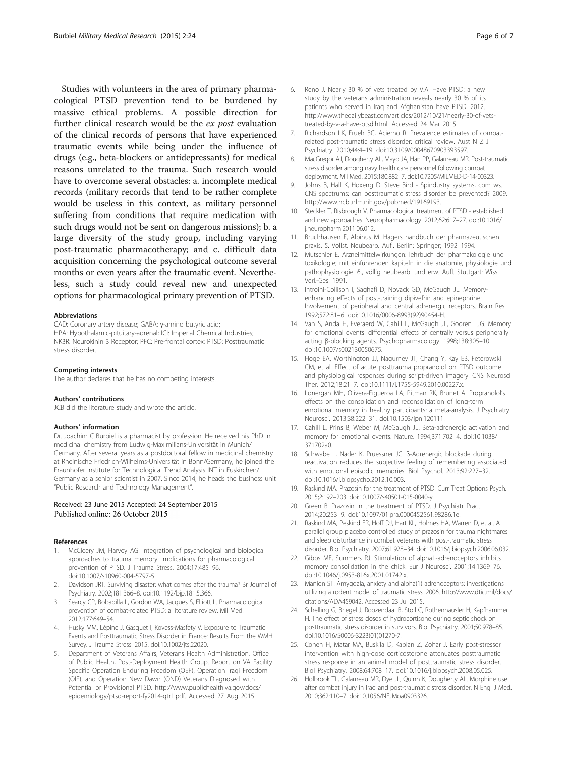Studies with volunteers in the area of primary pharmacological PTSD prevention tend to be burdened by massive ethical problems. A possible direction for further clinical research would be the *ex post* evaluation of the clinical records of persons that have experienced traumatic events while being under the influence of drugs (e.g., beta-blockers or antidepressants) for medical reasons unrelated to the trauma. Such research would have to overcome several obstacles: a. incomplete medical records (military records that tend to be rather complete would be useless in this context, as military personnel suffering from conditions that require medication with such drugs would not be sent on dangerous missions); b. a large diversity of the study group, including varying post-traumatic pharmacotherapy; and c. difficult data acquisition concerning the psychological outcome several months or even years after the traumatic event. Nevertheless, such a study could reveal new and unexpected options for pharmacological primary prevention of PTSD.

#### Abbreviations

CAD: Coronary artery disease; GABA: γ-amino butyric acid; HPA: Hypothalamic-pituitary-adrenal; ICI: Imperial Chemical Industries; NK3R: Neurokinin 3 Receptor; PFC: Pre-frontal cortex; PTSD: Posttraumatic stress disorder.

#### Competing interests

The author declares that he has no competing interests.

#### Authors' contributions

JCB did the literature study and wrote the article.

#### Authors' information

Dr. Joachim C Burbiel is a pharmacist by profession. He received his PhD in medicinal chemistry from Ludwig-Maximilians-Universität in Munich/Germany. After several years as a postdoctoral fellow in medicinal chemistry at Rheinische Friedrich-Wilhelms-Universität in Bonn/Germany, he joined the Fraunhofer Institute for Technological Trend Analysis INT in Euskirchen/Germany as a senior scientist in 2007. Since 2014, he heads the business unit "Public Research and Technology Management".

Received: 23 June 2015 Accepted: 24 September 2015
Published online: 26 October 2015

#### References

1. McCleery JM, Harvey AG. Integration of psychological and biological approaches to trauma memory: implications for pharmacological prevention of PTSD. J Trauma Stress. 2004;17:485–96. doi:10.1007/s10960-004-5797-5.
2. Davidson JRT. Surviving disaster: what comes after the trauma? Br Journal of Psychiatry. 2002;181:366–8. doi:10.1192/bjp.181.5.366.
3. Searcy CP, Bobadilla L, Gordon WA, Jacques S, Elliott L. Pharmacological prevention of combat-related PTSD: a literature review. Mil Med. 2012;177:649–54.
4. Husky MM, Lépine J, Gasquet I, Kovess-Masfety V. Exposure to Traumatic Events and Posttraumatic Stress Disorder in France: Results From the WMH Survey. J Trauma Stress. 2015. doi:10.1002/jts.22020.
5. Department of Veterans Affairs, Veterans Health Administration, Office of Public Health, Post-Deployment Health Group. Report on VA Facility Specific Operation Enduring Freedom (OEF), Operation Iraqi Freedom (OIF), and Operation New Dawn (OND) Veterans Diagnosed with Potential or Provisional PTSD. http://www.publichealth.va.gov/docs/epidemiology/ptsd-report-fy2014-qtr1.pdf. Accessed 27 Aug 2015.
6. Reno J. Nearly 30 % of vets treated by V.A. Have PTSD: a new study by the veterans administration reveals nearly 30 % of its patients who served in Iraq and Afghanistan have PTSD. 2012. http://www.thedailybeast.com/articles/2012/10/21/nearly-30-of-vets-treated-by-v-a-have-ptsd.html. Accessed 24 Mar 2015.
7. Richardson LK, Frueh BC, Acierno R. Prevalence estimates of combat-related post-traumatic stress disorder: critical review. Aust N Z J Psychiatry. 2010;44:4–19. doi:10.3109/00048670903393597.
8. MacGregor AJ, Dougherty AL, Mayo JA, Han PP, Galarneau MR. Post-traumatic stress disorder among navy health care personnel following combat deployment. Mil Med. 2015;180:882–7. doi:10.7205/MILMED-D-14-00323.
9. Johns B, Hall K, Hoxeng D. Steve Bird - Spindustry systems, com ws. CNS spectrums: can posttraumatic stress disorder be prevented? 2009. http://www.ncbi.nlm.nih.gov/pubmed/19169193.
10. Steckler T, Risbrough V. Pharmacological treatment of PTSD - established and new approaches. Neuropharmacology. 2012;62:617–27. doi:10.1016/j.neuropharm.2011.06.012.
11. Bruchhausen F, Albinus M. Hagers handbuch der pharmazeutischen praxis. 5. Vollst. Neubearb. Aufl. Berlin: Springer; 1992–1994.
12. Mutschler E. Arzneimittelwirkungen: lehrbuch der pharmakologie und toxikologie; mit einführenden kapiteln in die anatomie, physiologie und pathophysiologie. 6., völlig neubearb. und erw. Aufl. Stuttgart: Wiss. Verl.-Ges. 1991.
13. Introini-Collison I, Saghafi D, Novack GD, McGaugh JL. Memory-enhancing effects of post-training dipivefrin and epinephrine: Involvement of peripheral and central adrenergic receptors. Brain Res. 1992;572:81–6. doi:10.1016/0006-8993(92)90454-H.
14. Van S, Anda H, Everaerd W, Cahill L, McGaugh JL, Gooren LJG. Memory for emotional events: differential effects of centrally versus peripherally acting β-blocking agents. Psychopharmacology. 1998;138:305–10. doi:10.1007/s002130050675.
15. Hoge EA, Worthington JJ, Nagurney JT, Chang Y, Kay EB, Feterowski CM, et al. Effect of acute posttrauma propranolol on PTSD outcome and physiological responses during script-driven imagery. CNS Neurosci Ther. 2012;18:21–7. doi:10.1111/j.1755-5949.2010.00227.x.
16. Lonergan MH, Olivera-Figueroa LA, Pitman RK, Brunet A. Propranolol's effects on the consolidation and reconsolidation of long-term emotional memory in healthy participants: a meta-analysis. J Psychiatry Neurosci. 2013;38:222–31. doi:10.1503/jpn.120111.
17. Cahill L, Prins B, Weber M, McGaugh JL. Beta-adrenergic activation and memory for emotional events. Nature. 1994;371:702–4. doi:10.1038/371702a0.
18. Schwabe L, Nader K, Pruessner JC. β-Adrenergic blockade during reactivation reduces the subjective feeling of remembering associated with emotional episodic memories. Biol Psychol. 2013;92:227–32. doi:10.1016/j.biopsycho.2012.10.003.
19. Raskind MA. Prazosin for the treatment of PTSD. Curr Treat Options Psych. 2015;2:192–203. doi:10.1007/s40501-015-0040-y.
20. Green B. Prazosin in the treatment of PTSD. J Psychiatr Pract. 2014;20:253–9. doi:10.1097/01.pra.0000452561.98286.1e.
21. Raskind MA, Peskind ER, Hoff DJ, Hart KL, Holmes HA, Warren D, et al. A parallel group placebo controlled study of prazosin for trauma nightmares and sleep disturbance in combat veterans with post-traumatic stress disorder. Biol Psychiatry. 2007;61:928–34. doi:10.1016/j.biopsych.2006.06.032.
22. Gibbs ME, Summers RJ. Stimulation of alpha1-adrenoceptors inhibits memory consolidation in the chick. Eur J Neurosci. 2001;14:1369–76. doi:10.1046/j.0953-816x.2001.01742.x.
23. Manion ST. Amygdala, anxiety and alpha(1) adrenoceptors: investigations utilizing a rodent model of traumatic stress. 2006. http://www.dtic.mil/docs/citations/ADA459042. Accessed 23 Jul 2015.
24. Schelling G, Briegel J, Roozendaal B, Stoll C, Rothenhäusler H, Kapfhammer H. The effect of stress doses of hydrocortisone during septic shock on posttraumatic stress disorder in survivors. Biol Psychiatry. 2001;50:978–85. doi:10.1016/S0006-3223(01)01270-7.
25. Cohen H, Matar MA, Buskila D, Kaplan Z, Zohar J. Early post-stressor intervention with high-dose corticosterone attenuates posttraumatic stress response in an animal model of posttraumatic stress disorder. Biol Psychiatry. 2008;64:708–17. doi:10.1016/j.biopsych.2008.05.025.
26. Holbrook TL, Galarneau MR, Dye JL, Quinn K, Dougherty AL. Morphine use after combat injury in Iraq and post-traumatic stress disorder. N Engl J Med. 2010;362:110–7. doi:10.1056/NEJMoa0903326.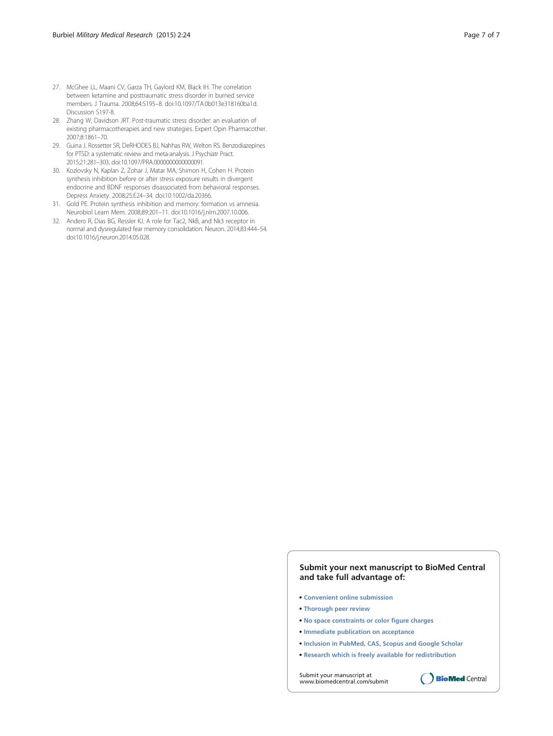27. McGhee LL, Maani CV, Garza TH, Gaylord KM, Black IH. The correlation between ketamine and posttraumatic stress disorder in burned service members. J Trauma. 2008;64:S195–8. doi:10.1097/TA.0b013e318160ba1d. Discussion S197-8.
28. Zhang W, Davidson JRT. Post-traumatic stress disorder: an evaluation of existing pharmacotherapies and new strategies. Expert Opin Pharmacother. 2007;8:1861–70.
29. Guina J, Rossetter SR, DeRHODES BJ, Nahhas RW, Welton RS. Benzodiazepines for PTSD: a systematic review and meta-analysis. J Psychiatr Pract. 2015;21:281–303. doi:10.1097/PRA.0000000000000091.
30. Kozlovsky N, Kaplan Z, Zohar J, Matar MA, Shimon H, Cohen H. Protein synthesis inhibition before or after stress exposure results in divergent endocrine and BDNF responses disassociated from behavioral responses. Depress Anxiety. 2008;25:E24–34. doi:10.1002/da.20366.
31. Gold PE. Protein synthesis inhibition and memory: formation vs amnesia. Neurobiol Learn Mem. 2008;89:201–11. doi:10.1016/j.nlm.2007.10.006.
32. Andero R, Dias BG, Ressler KJ. A role for Tac2, NkB, and Nk3 receptor in normal and dysregulated fear memory consolidation. Neuron. 2014;83:444–54. doi:10.1016/j.neuron.2014.05.028.

**Submit your next manuscript to BioMed Central and take full advantage of:**

- **Convenient online submission**
- **Thorough peer review**
- **No space constraints or color figure charges**
- **Immediate publication on acceptance**
- **Inclusion in PubMed, CAS, Scopus and Google Scholar**
- **Research which is freely available for redistribution**

Submit your manuscript at
www.biomedcentral.com/submit

BioMed Central